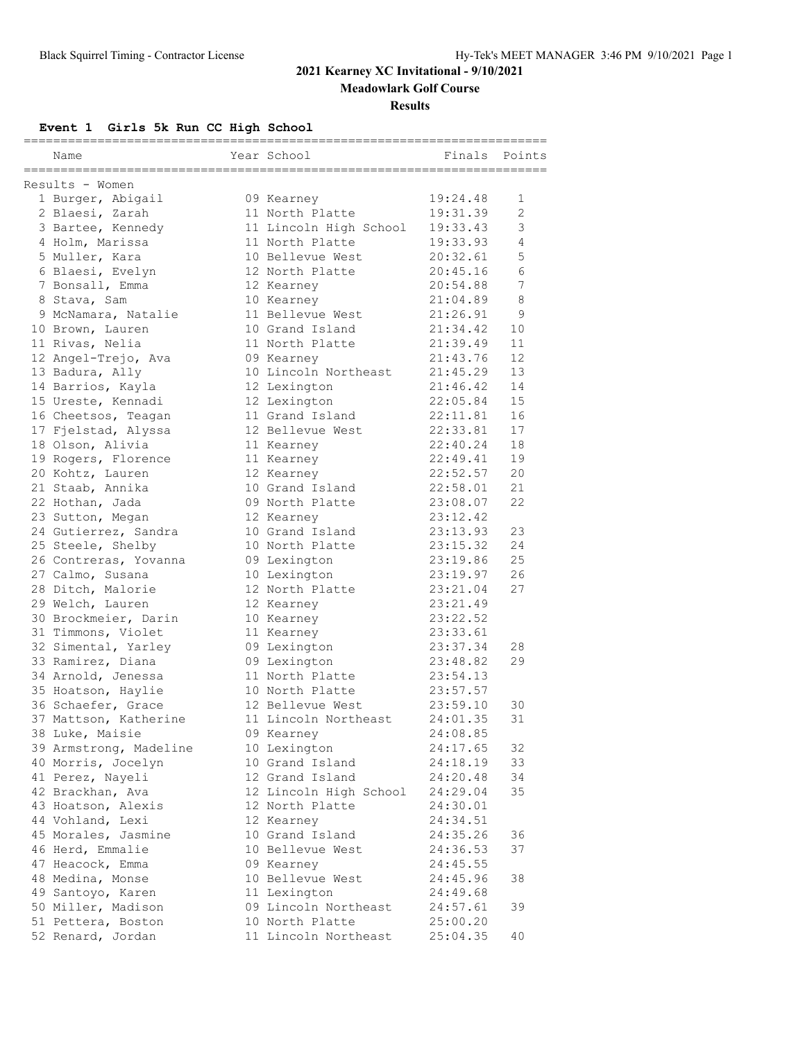# 2021 Kearney XC Invitational - 9/10/2021

**Meadowlark Golf Course**

**Results**

## Event 1 Girls 5k Run CC High School

**Results - Women**

| Place | Name | Year | School | Finals | Points |
|---|---|---|---|---|---|
| 1 | Burger, Abigail | 09 | Kearney | 19:24.48 | 1 |
| 2 | Blaesi, Zarah | 11 | North Platte | 19:31.39 | 2 |
| 3 | Bartee, Kennedy | 11 | Lincoln High School | 19:33.43 | 3 |
| 4 | Holm, Marissa | 11 | North Platte | 19:33.93 | 4 |
| 5 | Muller, Kara | 10 | Bellevue West | 20:32.61 | 5 |
| 6 | Blaesi, Evelyn | 12 | North Platte | 20:45.16 | 6 |
| 7 | Bonsall, Emma | 12 | Kearney | 20:54.88 | 7 |
| 8 | Stava, Sam | 10 | Kearney | 21:04.89 | 8 |
| 9 | McNamara, Natalie | 11 | Bellevue West | 21:26.91 | 9 |
| 10 | Brown, Lauren | 10 | Grand Island | 21:34.42 | 10 |
| 11 | Rivas, Nelia | 11 | North Platte | 21:39.49 | 11 |
| 12 | Angel-Trejo, Ava | 09 | Kearney | 21:43.76 | 12 |
| 13 | Badura, Ally | 10 | Lincoln Northeast | 21:45.29 | 13 |
| 14 | Barrios, Kayla | 12 | Lexington | 21:46.42 | 14 |
| 15 | Ureste, Kennadi | 12 | Lexington | 22:05.84 | 15 |
| 16 | Cheetsos, Teagan | 11 | Grand Island | 22:11.81 | 16 |
| 17 | Fjelstad, Alyssa | 12 | Bellevue West | 22:33.81 | 17 |
| 18 | Olson, Alivia | 11 | Kearney | 22:40.24 | 18 |
| 19 | Rogers, Florence | 11 | Kearney | 22:49.41 | 19 |
| 20 | Kohtz, Lauren | 12 | Kearney | 22:52.57 | 20 |
| 21 | Staab, Annika | 10 | Grand Island | 22:58.01 | 21 |
| 22 | Hothan, Jada | 09 | North Platte | 23:08.07 | 22 |
| 23 | Sutton, Megan | 12 | Kearney | 23:12.42 | |
| 24 | Gutierrez, Sandra | 10 | Grand Island | 23:13.93 | 23 |
| 25 | Steele, Shelby | 10 | North Platte | 23:15.32 | 24 |
| 26 | Contreras, Yovanna | 09 | Lexington | 23:19.86 | 25 |
| 27 | Calmo, Susana | 10 | Lexington | 23:19.97 | 26 |
| 28 | Ditch, Malorie | 12 | North Platte | 23:21.04 | 27 |
| 29 | Welch, Lauren | 12 | Kearney | 23:21.49 | |
| 30 | Brockmeier, Darin | 10 | Kearney | 23:22.52 | |
| 31 | Timmons, Violet | 11 | Kearney | 23:33.61 | |
| 32 | Simental, Yarley | 09 | Lexington | 23:37.34 | 28 |
| 33 | Ramirez, Diana | 09 | Lexington | 23:48.82 | 29 |
| 34 | Arnold, Jenessa | 11 | North Platte | 23:54.13 | |
| 35 | Hoatson, Haylie | 10 | North Platte | 23:57.57 | |
| 36 | Schaefer, Grace | 12 | Bellevue West | 23:59.10 | 30 |
| 37 | Mattson, Katherine | 11 | Lincoln Northeast | 24:01.35 | 31 |
| 38 | Luke, Maisie | 09 | Kearney | 24:08.85 | |
| 39 | Armstrong, Madeline | 10 | Lexington | 24:17.65 | 32 |
| 40 | Morris, Jocelyn | 10 | Grand Island | 24:18.19 | 33 |
| 41 | Perez, Nayeli | 12 | Grand Island | 24:20.48 | 34 |
| 42 | Brackhan, Ava | 12 | Lincoln High School | 24:29.04 | 35 |
| 43 | Hoatson, Alexis | 12 | North Platte | 24:30.01 | |
| 44 | Vohland, Lexi | 12 | Kearney | 24:34.51 | |
| 45 | Morales, Jasmine | 10 | Grand Island | 24:35.26 | 36 |
| 46 | Herd, Emmalie | 10 | Bellevue West | 24:36.53 | 37 |
| 47 | Heacock, Emma | 09 | Kearney | 24:45.55 | |
| 48 | Medina, Monse | 10 | Bellevue West | 24:45.96 | 38 |
| 49 | Santoyo, Karen | 11 | Lexington | 24:49.68 | |
| 50 | Miller, Madison | 09 | Lincoln Northeast | 24:57.61 | 39 |
| 51 | Pettera, Boston | 10 | North Platte | 25:00.20 | |
| 52 | Renard, Jordan | 11 | Lincoln Northeast | 25:04.35 | 40 |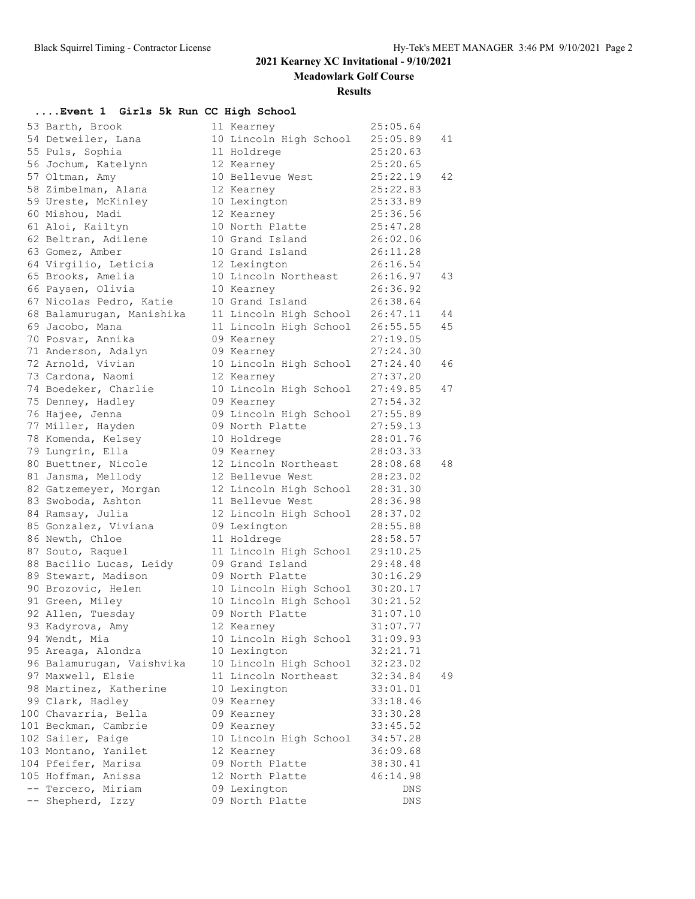# 2021 Kearney XC Invitational - 9/10/2021

**Meadowlark Golf Course**

**Results**

### ....Event 1 Girls 5k Run CC High School

| Place | Name | Year | School | Time | Points |
|---|---|---|---|---|---|
| 53 | Barth, Brook | 11 | Kearney | 25:05.64 | |
| 54 | Detweiler, Lana | 10 | Lincoln High School | 25:05.89 | 41 |
| 55 | Puls, Sophia | 11 | Holdrege | 25:20.63 | |
| 56 | Jochum, Katelynn | 12 | Kearney | 25:20.65 | |
| 57 | Oltman, Amy | 10 | Bellevue West | 25:22.19 | 42 |
| 58 | Zimbelman, Alana | 12 | Kearney | 25:22.83 | |
| 59 | Ureste, McKinley | 10 | Lexington | 25:33.89 | |
| 60 | Mishou, Madi | 12 | Kearney | 25:36.56 | |
| 61 | Aloi, Kailtyn | 10 | North Platte | 25:47.28 | |
| 62 | Beltran, Adilene | 10 | Grand Island | 26:02.06 | |
| 63 | Gomez, Amber | 10 | Grand Island | 26:11.28 | |
| 64 | Virgilio, Leticia | 12 | Lexington | 26:16.54 | |
| 65 | Brooks, Amelia | 10 | Lincoln Northeast | 26:16.97 | 43 |
| 66 | Paysen, Olivia | 10 | Kearney | 26:36.92 | |
| 67 | Nicolas Pedro, Katie | 10 | Grand Island | 26:38.64 | |
| 68 | Balamurugan, Manishika | 11 | Lincoln High School | 26:47.11 | 44 |
| 69 | Jacobo, Mana | 11 | Lincoln High School | 26:55.55 | 45 |
| 70 | Posvar, Annika | 09 | Kearney | 27:19.05 | |
| 71 | Anderson, Adalyn | 09 | Kearney | 27:24.30 | |
| 72 | Arnold, Vivian | 10 | Lincoln High School | 27:24.40 | 46 |
| 73 | Cardona, Naomi | 12 | Kearney | 27:37.20 | |
| 74 | Boedeker, Charlie | 10 | Lincoln High School | 27:49.85 | 47 |
| 75 | Denney, Hadley | 09 | Kearney | 27:54.32 | |
| 76 | Hajee, Jenna | 09 | Lincoln High School | 27:55.89 | |
| 77 | Miller, Hayden | 09 | North Platte | 27:59.13 | |
| 78 | Komenda, Kelsey | 10 | Holdrege | 28:01.76 | |
| 79 | Lungrin, Ella | 09 | Kearney | 28:03.33 | |
| 80 | Buettner, Nicole | 12 | Lincoln Northeast | 28:08.68 | 48 |
| 81 | Jansma, Mellody | 12 | Bellevue West | 28:23.02 | |
| 82 | Gatzemeyer, Morgan | 12 | Lincoln High School | 28:31.30 | |
| 83 | Swoboda, Ashton | 11 | Bellevue West | 28:36.98 | |
| 84 | Ramsay, Julia | 12 | Lincoln High School | 28:37.02 | |
| 85 | Gonzalez, Viviana | 09 | Lexington | 28:55.88 | |
| 86 | Newth, Chloe | 11 | Holdrege | 28:58.57 | |
| 87 | Souto, Raquel | 11 | Lincoln High School | 29:10.25 | |
| 88 | Bacilio Lucas, Leidy | 09 | Grand Island | 29:48.48 | |
| 89 | Stewart, Madison | 09 | North Platte | 30:16.29 | |
| 90 | Brozovic, Helen | 10 | Lincoln High School | 30:20.17 | |
| 91 | Green, Miley | 10 | Lincoln High School | 30:21.52 | |
| 92 | Allen, Tuesday | 09 | North Platte | 31:07.10 | |
| 93 | Kadyrova, Amy | 12 | Kearney | 31:07.77 | |
| 94 | Wendt, Mia | 10 | Lincoln High School | 31:09.93 | |
| 95 | Areaga, Alondra | 10 | Lexington | 32:21.71 | |
| 96 | Balamurugan, Vaishvika | 10 | Lincoln High School | 32:23.02 | |
| 97 | Maxwell, Elsie | 11 | Lincoln Northeast | 32:34.84 | 49 |
| 98 | Martinez, Katherine | 10 | Lexington | 33:01.01 | |
| 99 | Clark, Hadley | 09 | Kearney | 33:18.46 | |
| 100 | Chavarria, Bella | 09 | Kearney | 33:30.28 | |
| 101 | Beckman, Cambrie | 09 | Kearney | 33:45.52 | |
| 102 | Sailer, Paige | 10 | Lincoln High School | 34:57.28 | |
| 103 | Montano, Yanilet | 12 | Kearney | 36:09.68 | |
| 104 | Pfeifer, Marisa | 09 | North Platte | 38:30.41 | |
| 105 | Hoffman, Anissa | 12 | North Platte | 46:14.98 | |
| -- | Tercero, Miriam | 09 | Lexington | DNS | |
| -- | Shepherd, Izzy | 09 | North Platte | DNS | |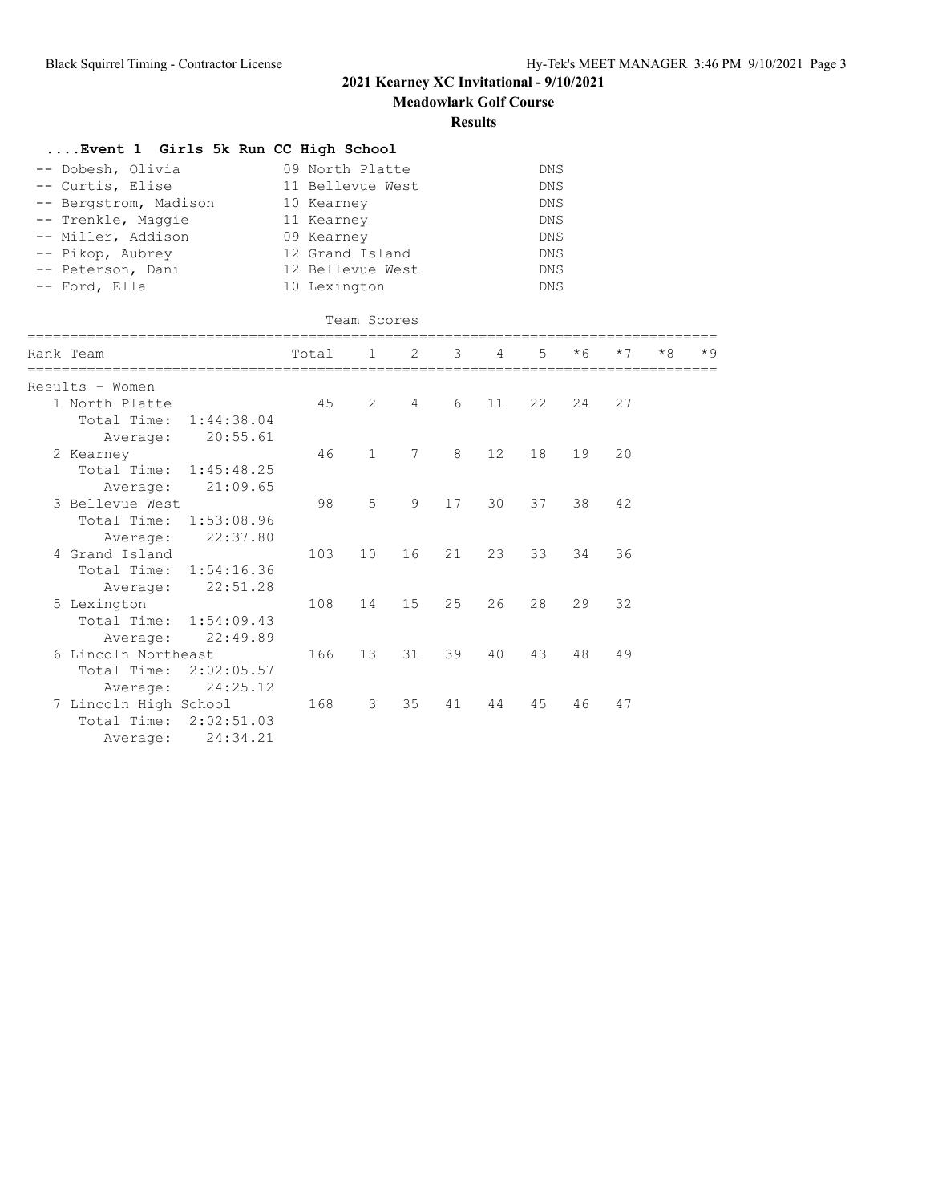# 2021 Kearney XC Invitational - 9/10/2021

**Meadowlark Golf Course**

**Results**

### ....Event 1 Girls 5k Run CC High School

| Place | Name | Yr | School | Time |
|---|---|---|---|---|
| -- | Dobesh, Olivia | 09 | North Platte | DNS |
| -- | Curtis, Elise | 11 | Bellevue West | DNS |
| -- | Bergstrom, Madison | 10 | Kearney | DNS |
| -- | Trenkle, Maggie | 11 | Kearney | DNS |
| -- | Miller, Addison | 09 | Kearney | DNS |
| -- | Pikop, Aubrey | 12 | Grand Island | DNS |
| -- | Peterson, Dani | 12 | Bellevue West | DNS |
| -- | Ford, Ella | 10 | Lexington | DNS |

#### Team Scores

| Rank | Team | Total | 1 | 2 | 3 | 4 | 5 | *6 | *7 | *8 | *9 |
|---|---|---|---|---|---|---|---|---|---|---|---|
| **Results - Women** | | | | | | | | | | | |
| 1 | North Platte | 45 | 2 | 4 | 6 | 11 | 22 | 24 | 27 | | |
| | Total Time: 1:44:38.04 | | | | | | | | | | |
| | Average: 20:55.61 | | | | | | | | | | |
| 2 | Kearney | 46 | 1 | 7 | 8 | 12 | 18 | 19 | 20 | | |
| | Total Time: 1:45:48.25 | | | | | | | | | | |
| | Average: 21:09.65 | | | | | | | | | | |
| 3 | Bellevue West | 98 | 5 | 9 | 17 | 30 | 37 | 38 | 42 | | |
| | Total Time: 1:53:08.96 | | | | | | | | | | |
| | Average: 22:37.80 | | | | | | | | | | |
| 4 | Grand Island | 103 | 10 | 16 | 21 | 23 | 33 | 34 | 36 | | |
| | Total Time: 1:54:16.36 | | | | | | | | | | |
| | Average: 22:51.28 | | | | | | | | | | |
| 5 | Lexington | 108 | 14 | 15 | 25 | 26 | 28 | 29 | 32 | | |
| | Total Time: 1:54:09.43 | | | | | | | | | | |
| | Average: 22:49.89 | | | | | | | | | | |
| 6 | Lincoln Northeast | 166 | 13 | 31 | 39 | 40 | 43 | 48 | 49 | | |
| | Total Time: 2:02:05.57 | | | | | | | | | | |
| | Average: 24:25.12 | | | | | | | | | | |
| 7 | Lincoln High School | 168 | 3 | 35 | 41 | 44 | 45 | 46 | 47 | | |
| | Total Time: 2:02:51.03 | | | | | | | | | | |
| | Average: 24:34.21 | | | | | | | | | | |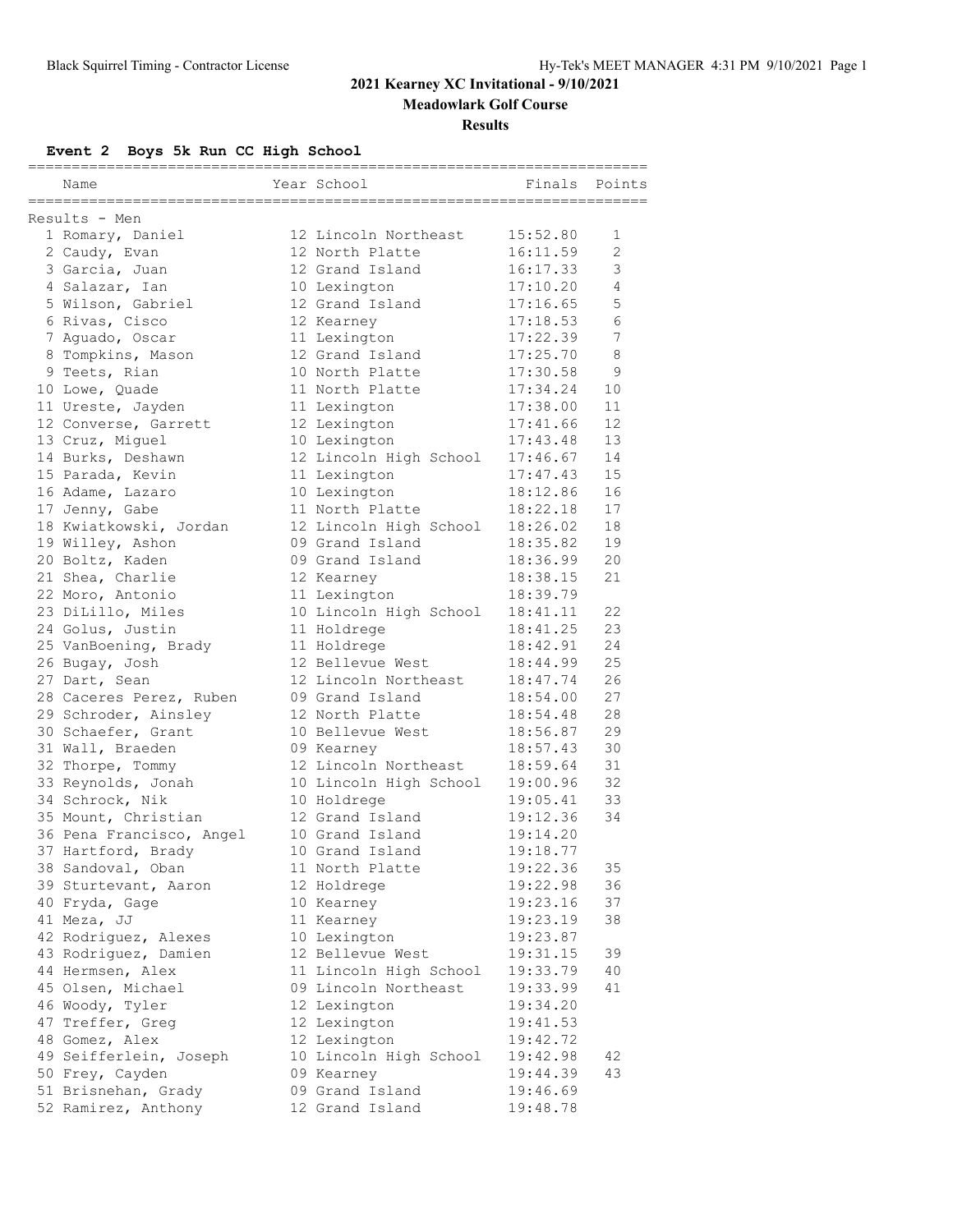# 2021 Kearney XC Invitational - 9/10/2021

## Meadowlark Golf Course

### Results

**Event 2 Boys 5k Run CC High School**

| Name | Year | School | Finals | Points |
|---|---|---|---|---|
| **Results - Men** | | | | |
| 1 Romary, Daniel | 12 | Lincoln Northeast | 15:52.80 | 1 |
| 2 Caudy, Evan | 12 | North Platte | 16:11.59 | 2 |
| 3 Garcia, Juan | 12 | Grand Island | 16:17.33 | 3 |
| 4 Salazar, Ian | 10 | Lexington | 17:10.20 | 4 |
| 5 Wilson, Gabriel | 12 | Grand Island | 17:16.65 | 5 |
| 6 Rivas, Cisco | 12 | Kearney | 17:18.53 | 6 |
| 7 Aguado, Oscar | 11 | Lexington | 17:22.39 | 7 |
| 8 Tompkins, Mason | 12 | Grand Island | 17:25.70 | 8 |
| 9 Teets, Rian | 10 | North Platte | 17:30.58 | 9 |
| 10 Lowe, Quade | 11 | North Platte | 17:34.24 | 10 |
| 11 Ureste, Jayden | 11 | Lexington | 17:38.00 | 11 |
| 12 Converse, Garrett | 12 | Lexington | 17:41.66 | 12 |
| 13 Cruz, Miguel | 10 | Lexington | 17:43.48 | 13 |
| 14 Burks, Deshawn | 12 | Lincoln High School | 17:46.67 | 14 |
| 15 Parada, Kevin | 11 | Lexington | 17:47.43 | 15 |
| 16 Adame, Lazaro | 10 | Lexington | 18:12.86 | 16 |
| 17 Jenny, Gabe | 11 | North Platte | 18:22.18 | 17 |
| 18 Kwiatkowski, Jordan | 12 | Lincoln High School | 18:26.02 | 18 |
| 19 Willey, Ashon | 09 | Grand Island | 18:35.82 | 19 |
| 20 Boltz, Kaden | 09 | Grand Island | 18:36.99 | 20 |
| 21 Shea, Charlie | 12 | Kearney | 18:38.15 | 21 |
| 22 Moro, Antonio | 11 | Lexington | 18:39.79 | |
| 23 DiLillo, Miles | 10 | Lincoln High School | 18:41.11 | 22 |
| 24 Golus, Justin | 11 | Holdrege | 18:41.25 | 23 |
| 25 VanBoening, Brady | 11 | Holdrege | 18:42.91 | 24 |
| 26 Bugay, Josh | 12 | Bellevue West | 18:44.99 | 25 |
| 27 Dart, Sean | 12 | Lincoln Northeast | 18:47.74 | 26 |
| 28 Caceres Perez, Ruben | 09 | Grand Island | 18:54.00 | 27 |
| 29 Schroder, Ainsley | 12 | North Platte | 18:54.48 | 28 |
| 30 Schaefer, Grant | 10 | Bellevue West | 18:56.87 | 29 |
| 31 Wall, Braeden | 09 | Kearney | 18:57.43 | 30 |
| 32 Thorpe, Tommy | 12 | Lincoln Northeast | 18:59.64 | 31 |
| 33 Reynolds, Jonah | 10 | Lincoln High School | 19:00.96 | 32 |
| 34 Schrock, Nik | 10 | Holdrege | 19:05.41 | 33 |
| 35 Mount, Christian | 12 | Grand Island | 19:12.36 | 34 |
| 36 Pena Francisco, Angel | 10 | Grand Island | 19:14.20 | |
| 37 Hartford, Brady | 10 | Grand Island | 19:18.77 | |
| 38 Sandoval, Oban | 11 | North Platte | 19:22.36 | 35 |
| 39 Sturtevant, Aaron | 12 | Holdrege | 19:22.98 | 36 |
| 40 Fryda, Gage | 10 | Kearney | 19:23.16 | 37 |
| 41 Meza, JJ | 11 | Kearney | 19:23.19 | 38 |
| 42 Rodriguez, Alexes | 10 | Lexington | 19:23.87 | |
| 43 Rodriguez, Damien | 12 | Bellevue West | 19:31.15 | 39 |
| 44 Hermsen, Alex | 11 | Lincoln High School | 19:33.79 | 40 |
| 45 Olsen, Michael | 09 | Lincoln Northeast | 19:33.99 | 41 |
| 46 Woody, Tyler | 12 | Lexington | 19:34.20 | |
| 47 Treffer, Greg | 12 | Lexington | 19:41.53 | |
| 48 Gomez, Alex | 12 | Lexington | 19:42.72 | |
| 49 Seifferlein, Joseph | 10 | Lincoln High School | 19:42.98 | 42 |
| 50 Frey, Cayden | 09 | Kearney | 19:44.39 | 43 |
| 51 Brisnehan, Grady | 09 | Grand Island | 19:46.69 | |
| 52 Ramirez, Anthony | 12 | Grand Island | 19:48.78 | |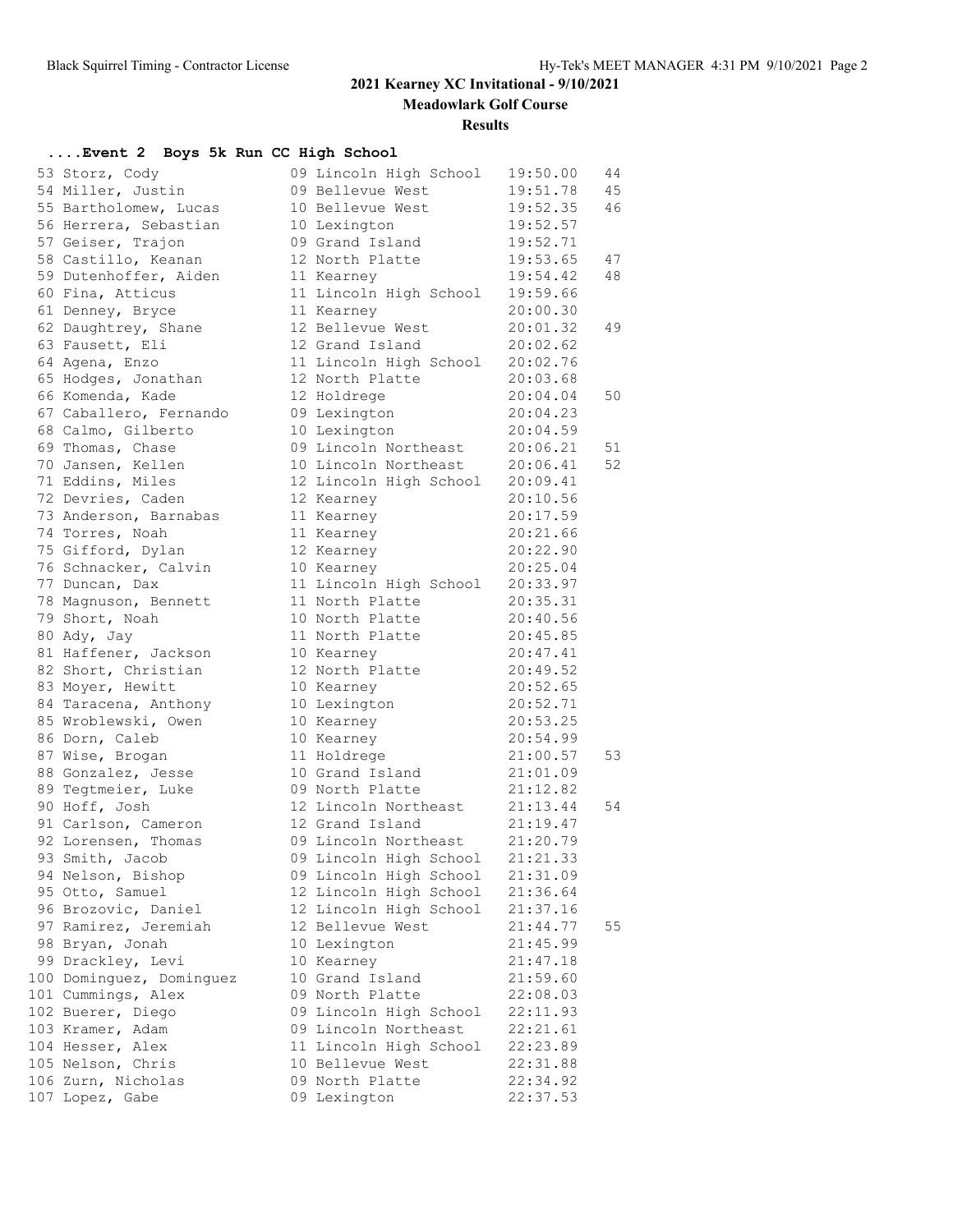# 2021 Kearney XC Invitational - 9/10/2021

## Meadowlark Golf Course

### Results

**....Event 2 Boys 5k Run CC High School**

| Place | Name | Yr | School | Time | Points |
|---|---|---|---|---|---|
| 53 | Storz, Cody | 09 | Lincoln High School | 19:50.00 | 44 |
| 54 | Miller, Justin | 09 | Bellevue West | 19:51.78 | 45 |
| 55 | Bartholomew, Lucas | 10 | Bellevue West | 19:52.35 | 46 |
| 56 | Herrera, Sebastian | 10 | Lexington | 19:52.57 | |
| 57 | Geiser, Trajon | 09 | Grand Island | 19:52.71 | |
| 58 | Castillo, Keanan | 12 | North Platte | 19:53.65 | 47 |
| 59 | Dutenhoffer, Aiden | 11 | Kearney | 19:54.42 | 48 |
| 60 | Fina, Atticus | 11 | Lincoln High School | 19:59.66 | |
| 61 | Denney, Bryce | 11 | Kearney | 20:00.30 | |
| 62 | Daughtrey, Shane | 12 | Bellevue West | 20:01.32 | 49 |
| 63 | Fausett, Eli | 12 | Grand Island | 20:02.62 | |
| 64 | Agena, Enzo | 11 | Lincoln High School | 20:02.76 | |
| 65 | Hodges, Jonathan | 12 | North Platte | 20:03.68 | |
| 66 | Komenda, Kade | 12 | Holdrege | 20:04.04 | 50 |
| 67 | Caballero, Fernando | 09 | Lexington | 20:04.23 | |
| 68 | Calmo, Gilberto | 10 | Lexington | 20:04.59 | |
| 69 | Thomas, Chase | 09 | Lincoln Northeast | 20:06.21 | 51 |
| 70 | Jansen, Kellen | 10 | Lincoln Northeast | 20:06.41 | 52 |
| 71 | Eddins, Miles | 12 | Lincoln High School | 20:09.41 | |
| 72 | Devries, Caden | 12 | Kearney | 20:10.56 | |
| 73 | Anderson, Barnabas | 11 | Kearney | 20:17.59 | |
| 74 | Torres, Noah | 11 | Kearney | 20:21.66 | |
| 75 | Gifford, Dylan | 12 | Kearney | 20:22.90 | |
| 76 | Schnacker, Calvin | 10 | Kearney | 20:25.04 | |
| 77 | Duncan, Dax | 11 | Lincoln High School | 20:33.97 | |
| 78 | Magnuson, Bennett | 11 | North Platte | 20:35.31 | |
| 79 | Short, Noah | 10 | North Platte | 20:40.56 | |
| 80 | Ady, Jay | 11 | North Platte | 20:45.85 | |
| 81 | Haffener, Jackson | 10 | Kearney | 20:47.41 | |
| 82 | Short, Christian | 12 | North Platte | 20:49.52 | |
| 83 | Moyer, Hewitt | 10 | Kearney | 20:52.65 | |
| 84 | Taracena, Anthony | 10 | Lexington | 20:52.71 | |
| 85 | Wroblewski, Owen | 10 | Kearney | 20:53.25 | |
| 86 | Dorn, Caleb | 10 | Kearney | 20:54.99 | |
| 87 | Wise, Brogan | 11 | Holdrege | 21:00.57 | 53 |
| 88 | Gonzalez, Jesse | 10 | Grand Island | 21:01.09 | |
| 89 | Tegtmeier, Luke | 09 | North Platte | 21:12.82 | |
| 90 | Hoff, Josh | 12 | Lincoln Northeast | 21:13.44 | 54 |
| 91 | Carlson, Cameron | 12 | Grand Island | 21:19.47 | |
| 92 | Lorensen, Thomas | 09 | Lincoln Northeast | 21:20.79 | |
| 93 | Smith, Jacob | 09 | Lincoln High School | 21:21.33 | |
| 94 | Nelson, Bishop | 09 | Lincoln High School | 21:31.09 | |
| 95 | Otto, Samuel | 12 | Lincoln High School | 21:36.64 | |
| 96 | Brozovic, Daniel | 12 | Lincoln High School | 21:37.16 | |
| 97 | Ramirez, Jeremiah | 12 | Bellevue West | 21:44.77 | 55 |
| 98 | Bryan, Jonah | 10 | Lexington | 21:45.99 | |
| 99 | Drackley, Levi | 10 | Kearney | 21:47.18 | |
| 100 | Dominguez, Dominguez | 10 | Grand Island | 21:59.60 | |
| 101 | Cummings, Alex | 09 | North Platte | 22:08.03 | |
| 102 | Buerer, Diego | 09 | Lincoln High School | 22:11.93 | |
| 103 | Kramer, Adam | 09 | Lincoln Northeast | 22:21.61 | |
| 104 | Hesser, Alex | 11 | Lincoln High School | 22:23.89 | |
| 105 | Nelson, Chris | 10 | Bellevue West | 22:31.88 | |
| 106 | Zurn, Nicholas | 09 | North Platte | 22:34.92 | |
| 107 | Lopez, Gabe | 09 | Lexington | 22:37.53 | |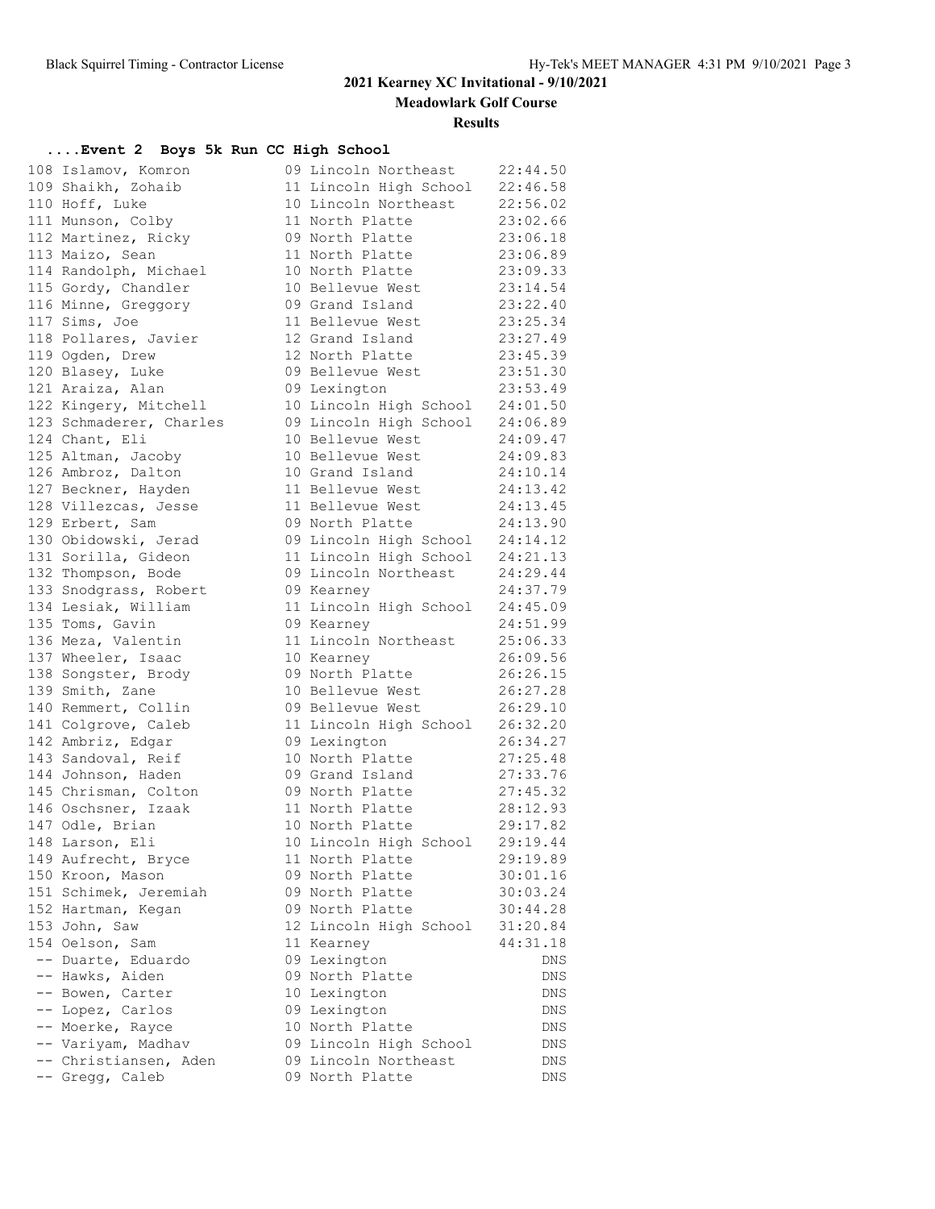# 2021 Kearney XC Invitational - 9/10/2021

## Meadowlark Golf Course

### Results

#### ....Event 2 Boys 5k Run CC High School

| Place | Name | Yr | School | Time |
|---|---|---|---|---|
| 108 | Islamov, Komron | 09 | Lincoln Northeast | 22:44.50 |
| 109 | Shaikh, Zohaib | 11 | Lincoln High School | 22:46.58 |
| 110 | Hoff, Luke | 10 | Lincoln Northeast | 22:56.02 |
| 111 | Munson, Colby | 11 | North Platte | 23:02.66 |
| 112 | Martinez, Ricky | 09 | North Platte | 23:06.18 |
| 113 | Maizo, Sean | 11 | North Platte | 23:06.89 |
| 114 | Randolph, Michael | 10 | North Platte | 23:09.33 |
| 115 | Gordy, Chandler | 10 | Bellevue West | 23:14.54 |
| 116 | Minne, Greggory | 09 | Grand Island | 23:22.40 |
| 117 | Sims, Joe | 11 | Bellevue West | 23:25.34 |
| 118 | Pollares, Javier | 12 | Grand Island | 23:27.49 |
| 119 | Ogden, Drew | 12 | North Platte | 23:45.39 |
| 120 | Blasey, Luke | 09 | Bellevue West | 23:51.30 |
| 121 | Araiza, Alan | 09 | Lexington | 23:53.49 |
| 122 | Kingery, Mitchell | 10 | Lincoln High School | 24:01.50 |
| 123 | Schmaderer, Charles | 09 | Lincoln High School | 24:06.89 |
| 124 | Chant, Eli | 10 | Bellevue West | 24:09.47 |
| 125 | Altman, Jacoby | 10 | Bellevue West | 24:09.83 |
| 126 | Ambroz, Dalton | 10 | Grand Island | 24:10.14 |
| 127 | Beckner, Hayden | 11 | Bellevue West | 24:13.42 |
| 128 | Villezcas, Jesse | 11 | Bellevue West | 24:13.45 |
| 129 | Erbert, Sam | 09 | North Platte | 24:13.90 |
| 130 | Obidowski, Jerad | 09 | Lincoln High School | 24:14.12 |
| 131 | Sorilla, Gideon | 11 | Lincoln High School | 24:21.13 |
| 132 | Thompson, Bode | 09 | Lincoln Northeast | 24:29.44 |
| 133 | Snodgrass, Robert | 09 | Kearney | 24:37.79 |
| 134 | Lesiak, William | 11 | Lincoln High School | 24:45.09 |
| 135 | Toms, Gavin | 09 | Kearney | 24:51.99 |
| 136 | Meza, Valentin | 11 | Lincoln Northeast | 25:06.33 |
| 137 | Wheeler, Isaac | 10 | Kearney | 26:09.56 |
| 138 | Songster, Brody | 09 | North Platte | 26:26.15 |
| 139 | Smith, Zane | 10 | Bellevue West | 26:27.28 |
| 140 | Remmert, Collin | 09 | Bellevue West | 26:29.10 |
| 141 | Colgrove, Caleb | 11 | Lincoln High School | 26:32.20 |
| 142 | Ambriz, Edgar | 09 | Lexington | 26:34.27 |
| 143 | Sandoval, Reif | 10 | North Platte | 27:25.48 |
| 144 | Johnson, Haden | 09 | Grand Island | 27:33.76 |
| 145 | Chrisman, Colton | 09 | North Platte | 27:45.32 |
| 146 | Oschsner, Izaak | 11 | North Platte | 28:12.93 |
| 147 | Odle, Brian | 10 | North Platte | 29:17.82 |
| 148 | Larson, Eli | 10 | Lincoln High School | 29:19.44 |
| 149 | Aufrecht, Bryce | 11 | North Platte | 29:19.89 |
| 150 | Kroon, Mason | 09 | North Platte | 30:01.16 |
| 151 | Schimek, Jeremiah | 09 | North Platte | 30:03.24 |
| 152 | Hartman, Kegan | 09 | North Platte | 30:44.28 |
| 153 | John, Saw | 12 | Lincoln High School | 31:20.84 |
| 154 | Oelson, Sam | 11 | Kearney | 44:31.18 |
| -- | Duarte, Eduardo | 09 | Lexington | DNS |
| -- | Hawks, Aiden | 09 | North Platte | DNS |
| -- | Bowen, Carter | 10 | Lexington | DNS |
| -- | Lopez, Carlos | 09 | Lexington | DNS |
| -- | Moerke, Rayce | 10 | North Platte | DNS |
| -- | Variyam, Madhav | 09 | Lincoln High School | DNS |
| -- | Christiansen, Aden | 09 | Lincoln Northeast | DNS |
| -- | Gregg, Caleb | 09 | North Platte | DNS |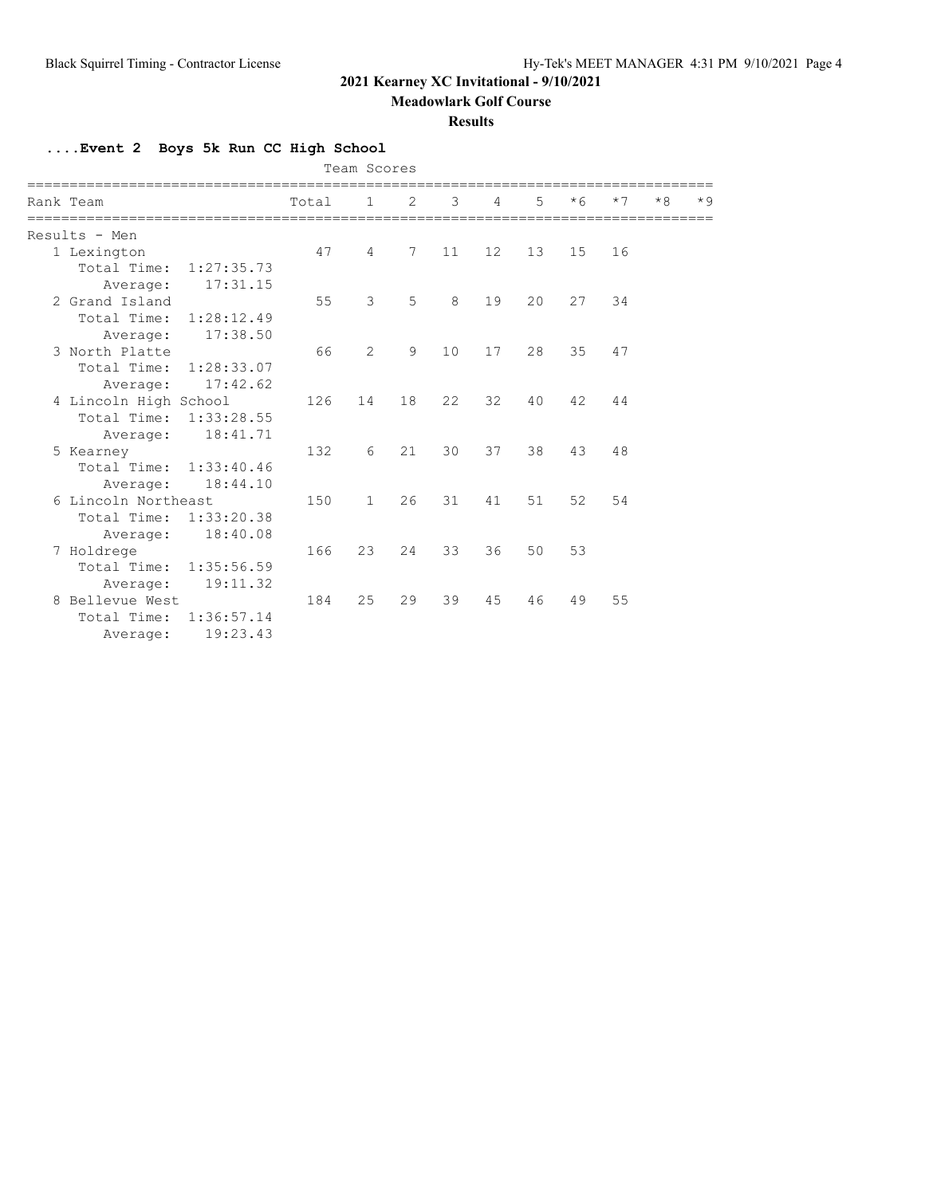# 2021 Kearney XC Invitational - 9/10/2021

**Meadowlark Golf Course**

**Results**

### ....Event 2 Boys 5k Run CC High School

Team Scores

| Rank | Team | Total | 1 | 2 | 3 | 4 | 5 | *6 | *7 | *8 | *9 |
|---|---|---|---|---|---|---|---|---|---|---|---|
| Results - Men | | | | | | | | | | | |
| 1 | Lexington | 47 | 4 | 7 | 11 | 12 | 13 | 15 | 16 | | |
| | Total Time: 1:27:35.73 | | | | | | | | | | |
| | Average: 17:31.15 | | | | | | | | | | |
| 2 | Grand Island | 55 | 3 | 5 | 8 | 19 | 20 | 27 | 34 | | |
| | Total Time: 1:28:12.49 | | | | | | | | | | |
| | Average: 17:38.50 | | | | | | | | | | |
| 3 | North Platte | 66 | 2 | 9 | 10 | 17 | 28 | 35 | 47 | | |
| | Total Time: 1:28:33.07 | | | | | | | | | | |
| | Average: 17:42.62 | | | | | | | | | | |
| 4 | Lincoln High School | 126 | 14 | 18 | 22 | 32 | 40 | 42 | 44 | | |
| | Total Time: 1:33:28.55 | | | | | | | | | | |
| | Average: 18:41.71 | | | | | | | | | | |
| 5 | Kearney | 132 | 6 | 21 | 30 | 37 | 38 | 43 | 48 | | |
| | Total Time: 1:33:40.46 | | | | | | | | | | |
| | Average: 18:44.10 | | | | | | | | | | |
| 6 | Lincoln Northeast | 150 | 1 | 26 | 31 | 41 | 51 | 52 | 54 | | |
| | Total Time: 1:33:20.38 | | | | | | | | | | |
| | Average: 18:40.08 | | | | | | | | | | |
| 7 | Holdrege | 166 | 23 | 24 | 33 | 36 | 50 | 53 | | | |
| | Total Time: 1:35:56.59 | | | | | | | | | | |
| | Average: 19:11.32 | | | | | | | | | | |
| 8 | Bellevue West | 184 | 25 | 29 | 39 | 45 | 46 | 49 | 55 | | |
| | Total Time: 1:36:57.14 | | | | | | | | | | |
| | Average: 19:23.43 | | | | | | | | | | |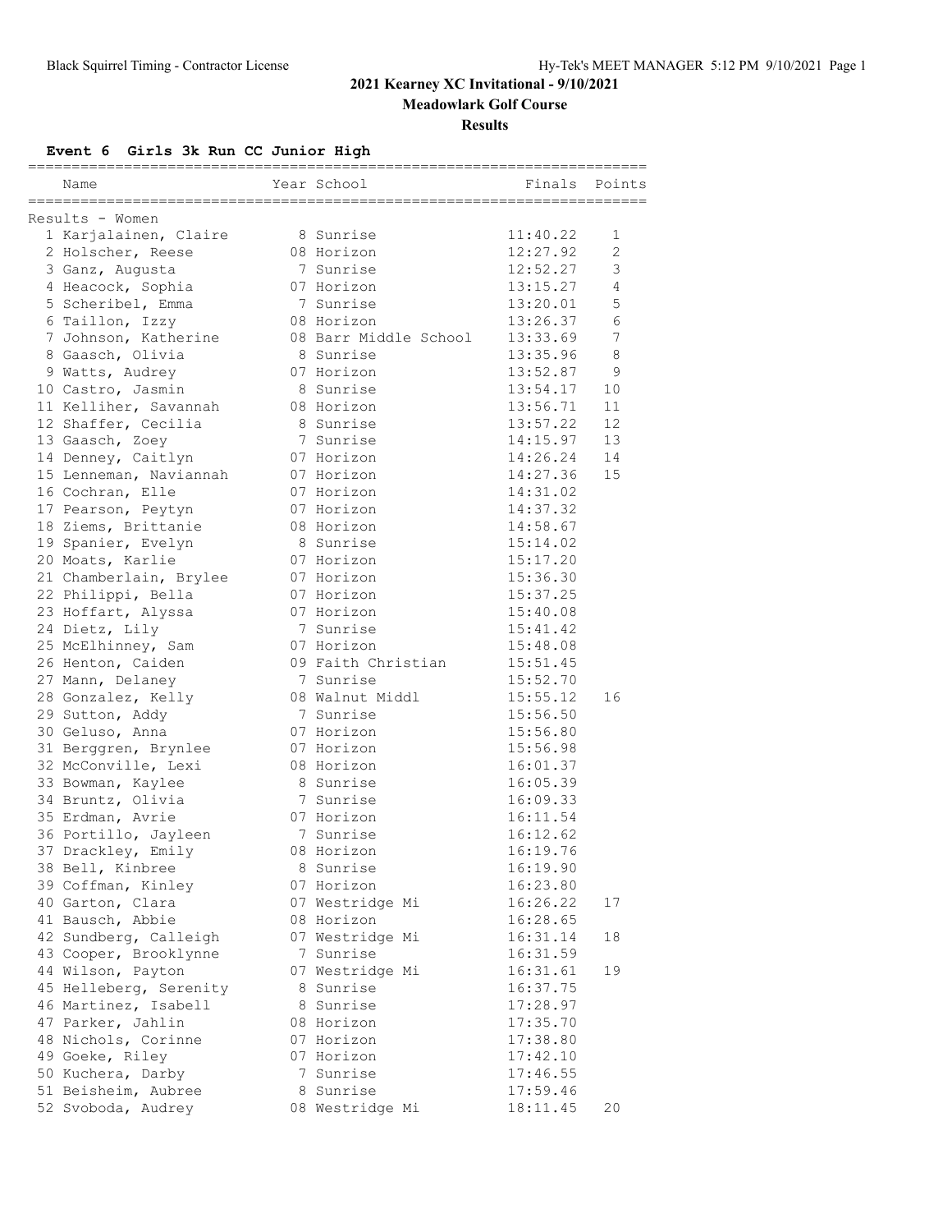**2021 Kearney XC Invitational - 9/10/2021**

**Meadowlark Golf Course**

**Results**

### Event 6 Girls 3k Run CC Junior High

Results - Women

| Place | Name | Year | School | Finals | Points |
|---|---|---|---|---|---|
| 1 | Karjalainen, Claire | 8 | Sunrise | 11:40.22 | 1 |
| 2 | Holscher, Reese | 08 | Horizon | 12:27.92 | 2 |
| 3 | Ganz, Augusta | 7 | Sunrise | 12:52.27 | 3 |
| 4 | Heacock, Sophia | 07 | Horizon | 13:15.27 | 4 |
| 5 | Scheribel, Emma | 7 | Sunrise | 13:20.01 | 5 |
| 6 | Taillon, Izzy | 08 | Horizon | 13:26.37 | 6 |
| 7 | Johnson, Katherine | 08 | Barr Middle School | 13:33.69 | 7 |
| 8 | Gaasch, Olivia | 8 | Sunrise | 13:35.96 | 8 |
| 9 | Watts, Audrey | 07 | Horizon | 13:52.87 | 9 |
| 10 | Castro, Jasmin | 8 | Sunrise | 13:54.17 | 10 |
| 11 | Kelliher, Savannah | 08 | Horizon | 13:56.71 | 11 |
| 12 | Shaffer, Cecilia | 8 | Sunrise | 13:57.22 | 12 |
| 13 | Gaasch, Zoey | 7 | Sunrise | 14:15.97 | 13 |
| 14 | Denney, Caitlyn | 07 | Horizon | 14:26.24 | 14 |
| 15 | Lenneman, Naviannah | 07 | Horizon | 14:27.36 | 15 |
| 16 | Cochran, Elle | 07 | Horizon | 14:31.02 | |
| 17 | Pearson, Peytyn | 07 | Horizon | 14:37.32 | |
| 18 | Ziems, Brittanie | 08 | Horizon | 14:58.67 | |
| 19 | Spanier, Evelyn | 8 | Sunrise | 15:14.02 | |
| 20 | Moats, Karlie | 07 | Horizon | 15:17.20 | |
| 21 | Chamberlain, Brylee | 07 | Horizon | 15:36.30 | |
| 22 | Philippi, Bella | 07 | Horizon | 15:37.25 | |
| 23 | Hoffart, Alyssa | 07 | Horizon | 15:40.08 | |
| 24 | Dietz, Lily | 7 | Sunrise | 15:41.42 | |
| 25 | McElhinney, Sam | 07 | Horizon | 15:48.08 | |
| 26 | Henton, Caiden | 09 | Faith Christian | 15:51.45 | |
| 27 | Mann, Delaney | 7 | Sunrise | 15:52.70 | |
| 28 | Gonzalez, Kelly | 08 | Walnut Middl | 15:55.12 | 16 |
| 29 | Sutton, Addy | 7 | Sunrise | 15:56.50 | |
| 30 | Geluso, Anna | 07 | Horizon | 15:56.80 | |
| 31 | Berggren, Brynlee | 07 | Horizon | 15:56.98 | |
| 32 | McConville, Lexi | 08 | Horizon | 16:01.37 | |
| 33 | Bowman, Kaylee | 8 | Sunrise | 16:05.39 | |
| 34 | Bruntz, Olivia | 7 | Sunrise | 16:09.33 | |
| 35 | Erdman, Avrie | 07 | Horizon | 16:11.54 | |
| 36 | Portillo, Jayleen | 7 | Sunrise | 16:12.62 | |
| 37 | Drackley, Emily | 08 | Horizon | 16:19.76 | |
| 38 | Bell, Kinbree | 8 | Sunrise | 16:19.90 | |
| 39 | Coffman, Kinley | 07 | Horizon | 16:23.80 | |
| 40 | Garton, Clara | 07 | Westridge Mi | 16:26.22 | 17 |
| 41 | Bausch, Abbie | 08 | Horizon | 16:28.65 | |
| 42 | Sundberg, Calleigh | 07 | Westridge Mi | 16:31.14 | 18 |
| 43 | Cooper, Brooklynne | 7 | Sunrise | 16:31.59 | |
| 44 | Wilson, Payton | 07 | Westridge Mi | 16:31.61 | 19 |
| 45 | Helleberg, Serenity | 8 | Sunrise | 16:37.75 | |
| 46 | Martinez, Isabell | 8 | Sunrise | 17:28.97 | |
| 47 | Parker, Jahlin | 08 | Horizon | 17:35.70 | |
| 48 | Nichols, Corinne | 07 | Horizon | 17:38.80 | |
| 49 | Goeke, Riley | 07 | Horizon | 17:42.10 | |
| 50 | Kuchera, Darby | 7 | Sunrise | 17:46.55 | |
| 51 | Beisheim, Aubree | 8 | Sunrise | 17:59.46 | |
| 52 | Svoboda, Audrey | 08 | Westridge Mi | 18:11.45 | 20 |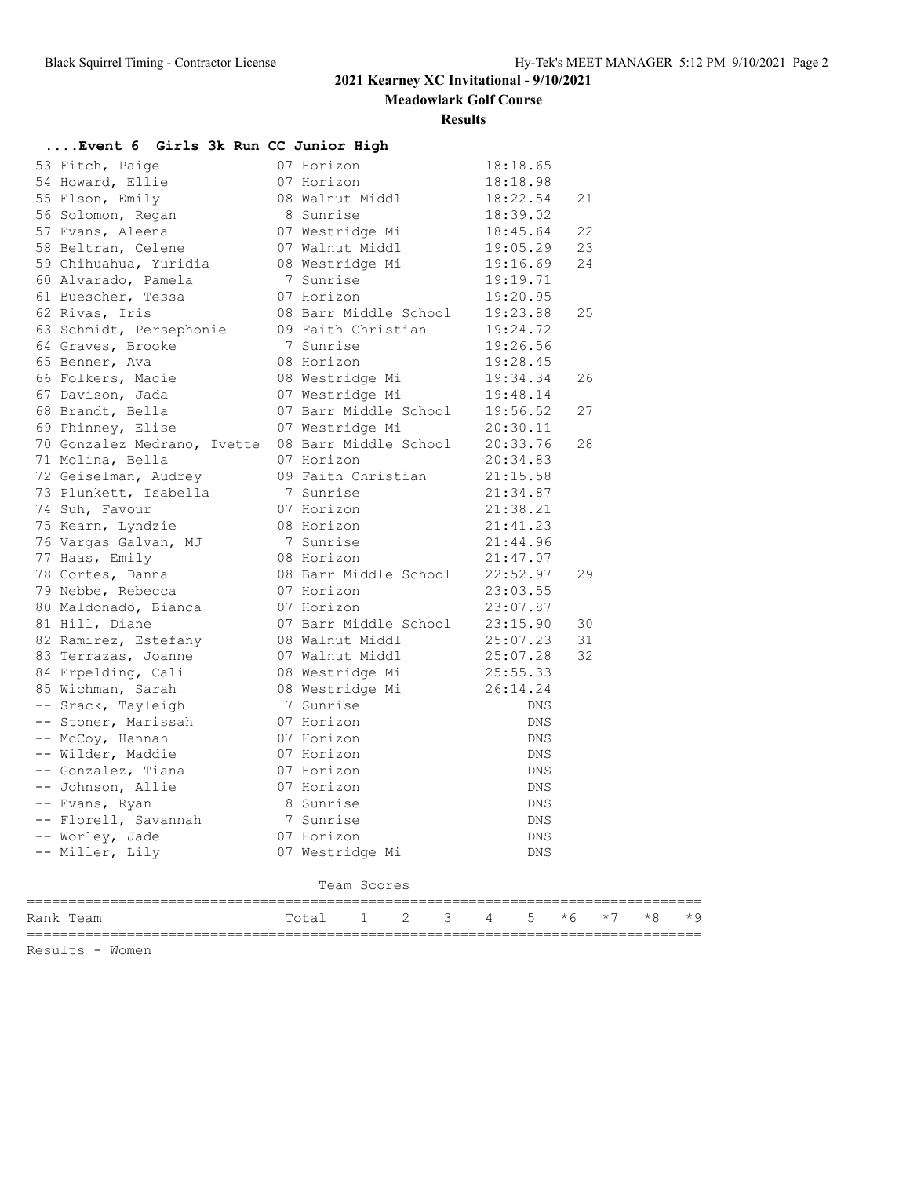## 2021 Kearney XC Invitational - 9/10/2021

**Meadowlark Golf Course**

**Results**

### ....Event 6 Girls 3k Run CC Junior High

| Place | Name | Yr | School | Time | Points |
|---|---|---|---|---|---|
| 53 | Fitch, Paige | 07 | Horizon | 18:18.65 | |
| 54 | Howard, Ellie | 07 | Horizon | 18:18.98 | |
| 55 | Elson, Emily | 08 | Walnut Middl | 18:22.54 | 21 |
| 56 | Solomon, Regan | 8 | Sunrise | 18:39.02 | |
| 57 | Evans, Aleena | 07 | Westridge Mi | 18:45.64 | 22 |
| 58 | Beltran, Celene | 07 | Walnut Middl | 19:05.29 | 23 |
| 59 | Chihuahua, Yuridia | 08 | Westridge Mi | 19:16.69 | 24 |
| 60 | Alvarado, Pamela | 7 | Sunrise | 19:19.71 | |
| 61 | Buescher, Tessa | 07 | Horizon | 19:20.95 | |
| 62 | Rivas, Iris | 08 | Barr Middle School | 19:23.88 | 25 |
| 63 | Schmidt, Persephonie | 09 | Faith Christian | 19:24.72 | |
| 64 | Graves, Brooke | 7 | Sunrise | 19:26.56 | |
| 65 | Benner, Ava | 08 | Horizon | 19:28.45 | |
| 66 | Folkers, Macie | 08 | Westridge Mi | 19:34.34 | 26 |
| 67 | Davison, Jada | 07 | Westridge Mi | 19:48.14 | |
| 68 | Brandt, Bella | 07 | Barr Middle School | 19:56.52 | 27 |
| 69 | Phinney, Elise | 07 | Westridge Mi | 20:30.11 | |
| 70 | Gonzalez Medrano, Ivette | 08 | Barr Middle School | 20:33.76 | 28 |
| 71 | Molina, Bella | 07 | Horizon | 20:34.83 | |
| 72 | Geiselman, Audrey | 09 | Faith Christian | 21:15.58 | |
| 73 | Plunkett, Isabella | 7 | Sunrise | 21:34.87 | |
| 74 | Suh, Favour | 07 | Horizon | 21:38.21 | |
| 75 | Kearn, Lyndzie | 08 | Horizon | 21:41.23 | |
| 76 | Vargas Galvan, MJ | 7 | Sunrise | 21:44.96 | |
| 77 | Haas, Emily | 08 | Horizon | 21:47.07 | |
| 78 | Cortes, Danna | 08 | Barr Middle School | 22:52.97 | 29 |
| 79 | Nebbe, Rebecca | 07 | Horizon | 23:03.55 | |
| 80 | Maldonado, Bianca | 07 | Horizon | 23:07.87 | |
| 81 | Hill, Diane | 07 | Barr Middle School | 23:15.90 | 30 |
| 82 | Ramirez, Estefany | 08 | Walnut Middl | 25:07.23 | 31 |
| 83 | Terrazas, Joanne | 07 | Walnut Middl | 25:07.28 | 32 |
| 84 | Erpelding, Cali | 08 | Westridge Mi | 25:55.33 | |
| 85 | Wichman, Sarah | 08 | Westridge Mi | 26:14.24 | |
| -- | Srack, Tayleigh | 7 | Sunrise | DNS | |
| -- | Stoner, Marissah | 07 | Horizon | DNS | |
| -- | McCoy, Hannah | 07 | Horizon | DNS | |
| -- | Wilder, Maddie | 07 | Horizon | DNS | |
| -- | Gonzalez, Tiana | 07 | Horizon | DNS | |
| -- | Johnson, Allie | 07 | Horizon | DNS | |
| -- | Evans, Ryan | 8 | Sunrise | DNS | |
| -- | Florell, Savannah | 7 | Sunrise | DNS | |
| -- | Worley, Jade | 07 | Horizon | DNS | |
| -- | Miller, Lily | 07 | Westridge Mi | DNS | |

Team Scores

| Rank | Team | Total | 1 | 2 | 3 | 4 | 5 | *6 | *7 | *8 | *9 |
|---|---|---|---|---|---|---|---|---|---|---|---|

Results - Women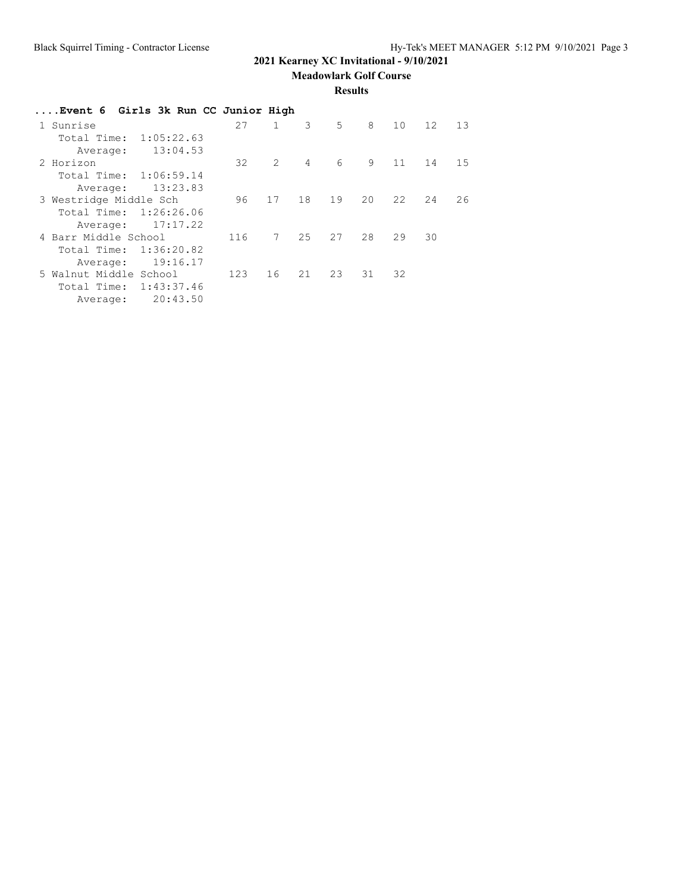**2021 Kearney XC Invitational - 9/10/2021**

**Meadowlark Golf Course**

**Results**

### ....Event 6 Girls 3k Run CC Junior High

| Place | Team | Score | 1 | 2 | 3 | 4 | 5 | 6 | 7 |
|---|---|---|---|---|---|---|---|---|---|
| 1 | Sunrise | 27 | 1 | 3 | 5 | 8 | 10 | 12 | 13 |
| | Total Time: 1:05:22.63 | | | | | | | | |
| | Average: 13:04.53 | | | | | | | | |
| 2 | Horizon | 32 | 2 | 4 | 6 | 9 | 11 | 14 | 15 |
| | Total Time: 1:06:59.14 | | | | | | | | |
| | Average: 13:23.83 | | | | | | | | |
| 3 | Westridge Middle Sch | 96 | 17 | 18 | 19 | 20 | 22 | 24 | 26 |
| | Total Time: 1:26:26.06 | | | | | | | | |
| | Average: 17:17.22 | | | | | | | | |
| 4 | Barr Middle School | 116 | 7 | 25 | 27 | 28 | 29 | 30 | |
| | Total Time: 1:36:20.82 | | | | | | | | |
| | Average: 19:16.17 | | | | | | | | |
| 5 | Walnut Middle School | 123 | 16 | 21 | 23 | 31 | 32 | | |
| | Total Time: 1:43:37.46 | | | | | | | | |
| | Average: 20:43.50 | | | | | | | | |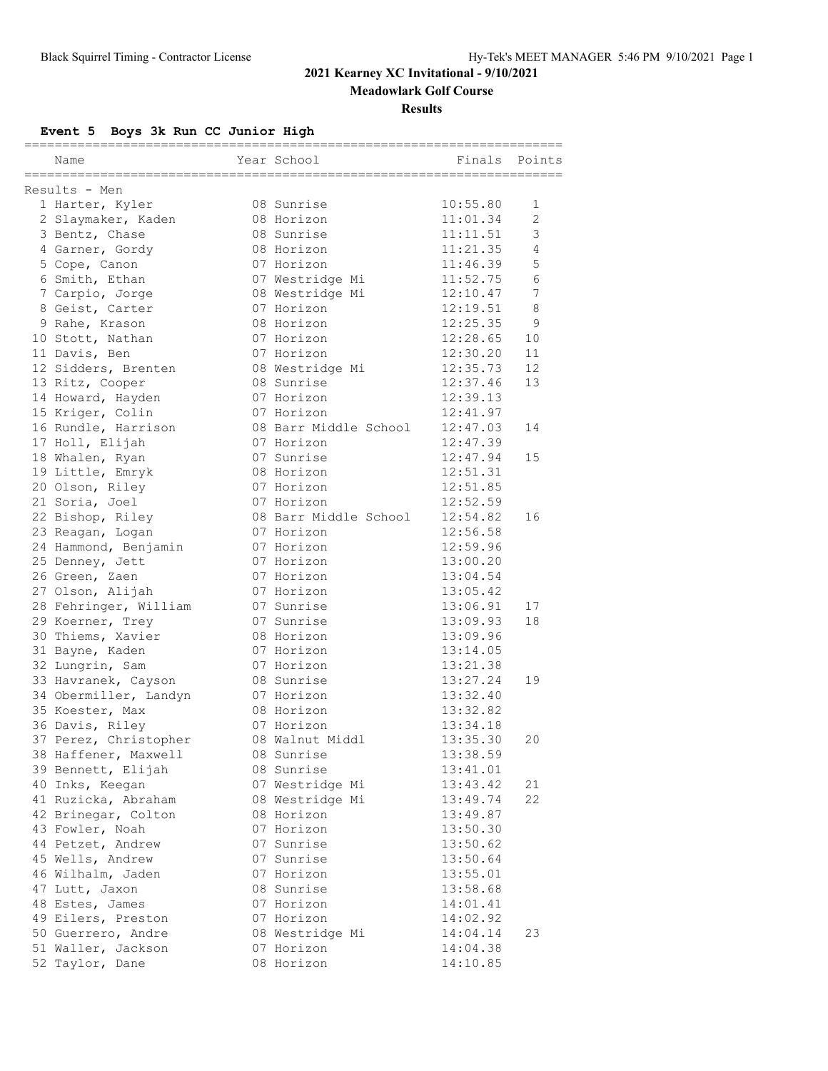## 2021 Kearney XC Invitational - 9/10/2021

**Meadowlark Golf Course**

**Results**

### Event 5 Boys 3k Run CC Junior High

Results - Men

| | Name | Year | School | Finals | Points |
|---|---|---|---|---|---|
| 1 | Harter, Kyler | 08 | Sunrise | 10:55.80 | 1 |
| 2 | Slaymaker, Kaden | 08 | Horizon | 11:01.34 | 2 |
| 3 | Bentz, Chase | 08 | Sunrise | 11:11.51 | 3 |
| 4 | Garner, Gordy | 08 | Horizon | 11:21.35 | 4 |
| 5 | Cope, Canon | 07 | Horizon | 11:46.39 | 5 |
| 6 | Smith, Ethan | 07 | Westridge Mi | 11:52.75 | 6 |
| 7 | Carpio, Jorge | 08 | Westridge Mi | 12:10.47 | 7 |
| 8 | Geist, Carter | 07 | Horizon | 12:19.51 | 8 |
| 9 | Rahe, Krason | 08 | Horizon | 12:25.35 | 9 |
| 10 | Stott, Nathan | 07 | Horizon | 12:28.65 | 10 |
| 11 | Davis, Ben | 07 | Horizon | 12:30.20 | 11 |
| 12 | Sidders, Brenten | 08 | Westridge Mi | 12:35.73 | 12 |
| 13 | Ritz, Cooper | 08 | Sunrise | 12:37.46 | 13 |
| 14 | Howard, Hayden | 07 | Horizon | 12:39.13 | |
| 15 | Kriger, Colin | 07 | Horizon | 12:41.97 | |
| 16 | Rundle, Harrison | 08 | Barr Middle School | 12:47.03 | 14 |
| 17 | Holl, Elijah | 07 | Horizon | 12:47.39 | |
| 18 | Whalen, Ryan | 07 | Sunrise | 12:47.94 | 15 |
| 19 | Little, Emryk | 08 | Horizon | 12:51.31 | |
| 20 | Olson, Riley | 07 | Horizon | 12:51.85 | |
| 21 | Soria, Joel | 07 | Horizon | 12:52.59 | |
| 22 | Bishop, Riley | 08 | Barr Middle School | 12:54.82 | 16 |
| 23 | Reagan, Logan | 07 | Horizon | 12:56.58 | |
| 24 | Hammond, Benjamin | 07 | Horizon | 12:59.96 | |
| 25 | Denney, Jett | 07 | Horizon | 13:00.20 | |
| 26 | Green, Zaen | 07 | Horizon | 13:04.54 | |
| 27 | Olson, Alijah | 07 | Horizon | 13:05.42 | |
| 28 | Fehringer, William | 07 | Sunrise | 13:06.91 | 17 |
| 29 | Koerner, Trey | 07 | Sunrise | 13:09.93 | 18 |
| 30 | Thiems, Xavier | 08 | Horizon | 13:09.96 | |
| 31 | Bayne, Kaden | 07 | Horizon | 13:14.05 | |
| 32 | Lungrin, Sam | 07 | Horizon | 13:21.38 | |
| 33 | Havranek, Cayson | 08 | Sunrise | 13:27.24 | 19 |
| 34 | Obermiller, Landyn | 07 | Horizon | 13:32.40 | |
| 35 | Koester, Max | 08 | Horizon | 13:32.82 | |
| 36 | Davis, Riley | 07 | Horizon | 13:34.18 | |
| 37 | Perez, Christopher | 08 | Walnut Middl | 13:35.30 | 20 |
| 38 | Haffener, Maxwell | 08 | Sunrise | 13:38.59 | |
| 39 | Bennett, Elijah | 08 | Sunrise | 13:41.01 | |
| 40 | Inks, Keegan | 07 | Westridge Mi | 13:43.42 | 21 |
| 41 | Ruzicka, Abraham | 08 | Westridge Mi | 13:49.74 | 22 |
| 42 | Brinegar, Colton | 08 | Horizon | 13:49.87 | |
| 43 | Fowler, Noah | 07 | Horizon | 13:50.30 | |
| 44 | Petzet, Andrew | 07 | Sunrise | 13:50.62 | |
| 45 | Wells, Andrew | 07 | Sunrise | 13:50.64 | |
| 46 | Wilhalm, Jaden | 07 | Horizon | 13:55.01 | |
| 47 | Lutt, Jaxon | 08 | Sunrise | 13:58.68 | |
| 48 | Estes, James | 07 | Horizon | 14:01.41 | |
| 49 | Eilers, Preston | 07 | Horizon | 14:02.92 | |
| 50 | Guerrero, Andre | 08 | Westridge Mi | 14:04.14 | 23 |
| 51 | Waller, Jackson | 07 | Horizon | 14:04.38 | |
| 52 | Taylor, Dane | 08 | Horizon | 14:10.85 | |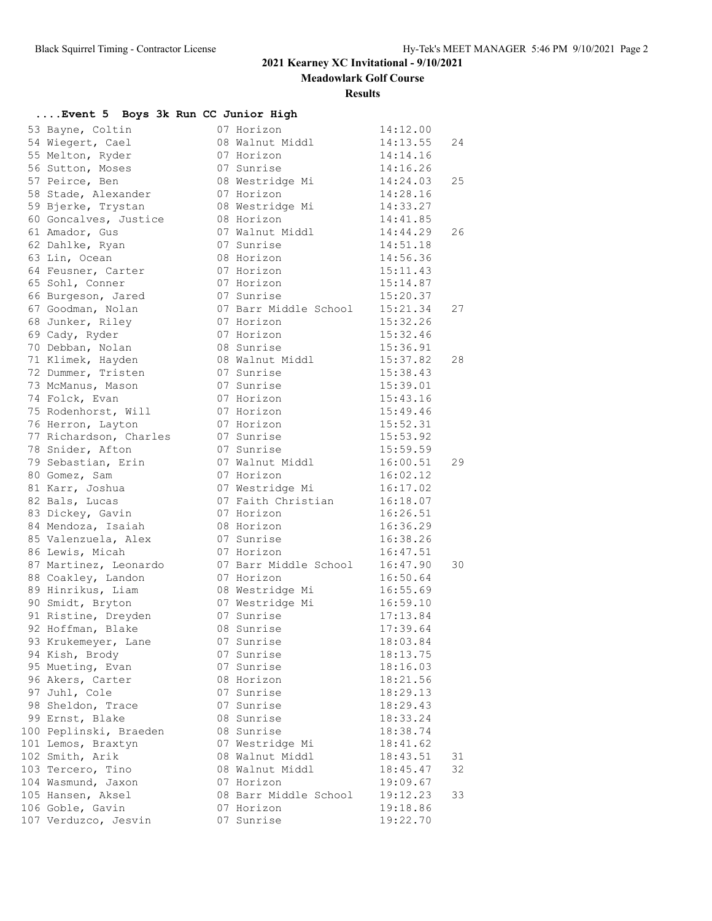# 2021 Kearney XC Invitational - 9/10/2021

## Meadowlark Golf Course

### Results

**....Event 5 Boys 3k Run CC Junior High**

| Place | Name | Yr | School | Time | Points |
|---|---|---|---|---|---|
| 53 | Bayne, Coltin | 07 | Horizon | 14:12.00 | |
| 54 | Wiegert, Cael | 08 | Walnut Middl | 14:13.55 | 24 |
| 55 | Melton, Ryder | 07 | Horizon | 14:14.16 | |
| 56 | Sutton, Moses | 07 | Sunrise | 14:16.26 | |
| 57 | Peirce, Ben | 08 | Westridge Mi | 14:24.03 | 25 |
| 58 | Stade, Alexander | 07 | Horizon | 14:28.16 | |
| 59 | Bjerke, Trystan | 08 | Westridge Mi | 14:33.27 | |
| 60 | Goncalves, Justice | 08 | Horizon | 14:41.85 | |
| 61 | Amador, Gus | 07 | Walnut Middl | 14:44.29 | 26 |
| 62 | Dahlke, Ryan | 07 | Sunrise | 14:51.18 | |
| 63 | Lin, Ocean | 08 | Horizon | 14:56.36 | |
| 64 | Feusner, Carter | 07 | Horizon | 15:11.43 | |
| 65 | Sohl, Conner | 07 | Horizon | 15:14.87 | |
| 66 | Burgeson, Jared | 07 | Sunrise | 15:20.37 | |
| 67 | Goodman, Nolan | 07 | Barr Middle School | 15:21.34 | 27 |
| 68 | Junker, Riley | 07 | Horizon | 15:32.26 | |
| 69 | Cady, Ryder | 07 | Horizon | 15:32.46 | |
| 70 | Debban, Nolan | 08 | Sunrise | 15:36.91 | |
| 71 | Klimek, Hayden | 08 | Walnut Middl | 15:37.82 | 28 |
| 72 | Dummer, Tristen | 07 | Sunrise | 15:38.43 | |
| 73 | McManus, Mason | 07 | Sunrise | 15:39.01 | |
| 74 | Folck, Evan | 07 | Horizon | 15:43.16 | |
| 75 | Rodenhorst, Will | 07 | Horizon | 15:49.46 | |
| 76 | Herron, Layton | 07 | Horizon | 15:52.31 | |
| 77 | Richardson, Charles | 07 | Sunrise | 15:53.92 | |
| 78 | Snider, Afton | 07 | Sunrise | 15:59.59 | |
| 79 | Sebastian, Erin | 07 | Walnut Middl | 16:00.51 | 29 |
| 80 | Gomez, Sam | 07 | Horizon | 16:02.12 | |
| 81 | Karr, Joshua | 07 | Westridge Mi | 16:17.02 | |
| 82 | Bals, Lucas | 07 | Faith Christian | 16:18.07 | |
| 83 | Dickey, Gavin | 07 | Horizon | 16:26.51 | |
| 84 | Mendoza, Isaiah | 08 | Horizon | 16:36.29 | |
| 85 | Valenzuela, Alex | 07 | Sunrise | 16:38.26 | |
| 86 | Lewis, Micah | 07 | Horizon | 16:47.51 | |
| 87 | Martinez, Leonardo | 07 | Barr Middle School | 16:47.90 | 30 |
| 88 | Coakley, Landon | 07 | Horizon | 16:50.64 | |
| 89 | Hinrikus, Liam | 08 | Westridge Mi | 16:55.69 | |
| 90 | Smidt, Bryton | 07 | Westridge Mi | 16:59.10 | |
| 91 | Ristine, Dreyden | 07 | Sunrise | 17:13.84 | |
| 92 | Hoffman, Blake | 08 | Sunrise | 17:39.64 | |
| 93 | Krukemeyer, Lane | 07 | Sunrise | 18:03.84 | |
| 94 | Kish, Brody | 07 | Sunrise | 18:13.75 | |
| 95 | Mueting, Evan | 07 | Sunrise | 18:16.03 | |
| 96 | Akers, Carter | 08 | Horizon | 18:21.56 | |
| 97 | Juhl, Cole | 07 | Sunrise | 18:29.13 | |
| 98 | Sheldon, Trace | 07 | Sunrise | 18:29.43 | |
| 99 | Ernst, Blake | 08 | Sunrise | 18:33.24 | |
| 100 | Peplinski, Braeden | 08 | Sunrise | 18:38.74 | |
| 101 | Lemos, Braxtyn | 07 | Westridge Mi | 18:41.62 | |
| 102 | Smith, Arik | 08 | Walnut Middl | 18:43.51 | 31 |
| 103 | Tercero, Tino | 08 | Walnut Middl | 18:45.47 | 32 |
| 104 | Wasmund, Jaxon | 07 | Horizon | 19:09.67 | |
| 105 | Hansen, Aksel | 08 | Barr Middle School | 19:12.23 | 33 |
| 106 | Goble, Gavin | 07 | Horizon | 19:18.86 | |
| 107 | Verduzco, Jesvin | 07 | Sunrise | 19:22.70 | |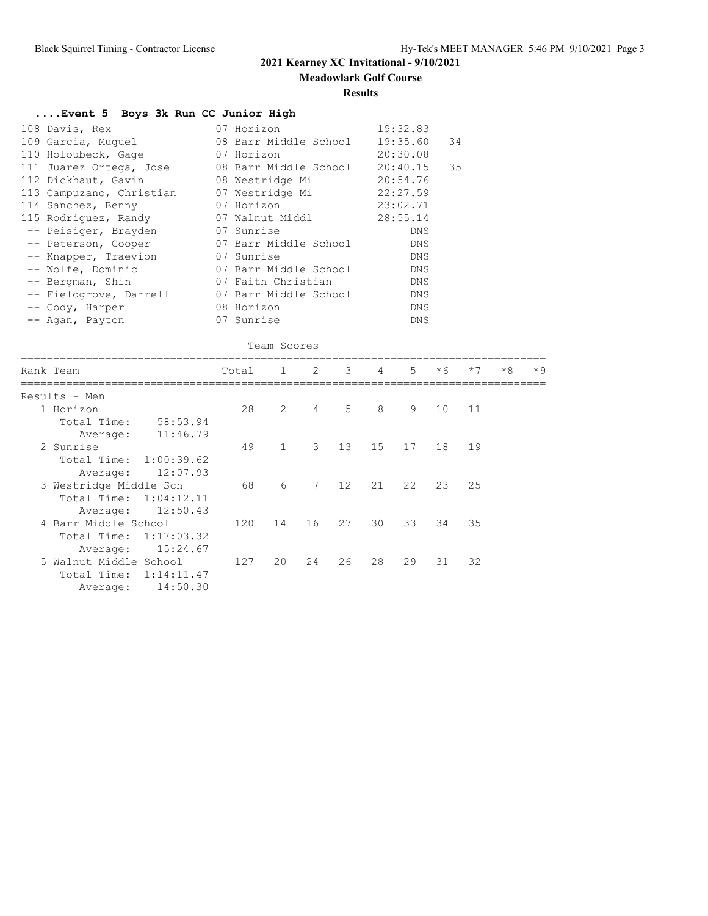## 2021 Kearney XC Invitational - 9/10/2021

**Meadowlark Golf Course**

**Results**

### ....Event 5 Boys 3k Run CC Junior High

| | | | | | |
|---|---|---|---|---|---|
| 108 | Davis, Rex | 07 | Horizon | 19:32.83 | |
| 109 | Garcia, Muguel | 08 | Barr Middle School | 19:35.60 | 34 |
| 110 | Holoubeck, Gage | 07 | Horizon | 20:30.08 | |
| 111 | Juarez Ortega, Jose | 08 | Barr Middle School | 20:40.15 | 35 |
| 112 | Dickhaut, Gavin | 08 | Westridge Mi | 20:54.76 | |
| 113 | Campuzano, Christian | 07 | Westridge Mi | 22:27.59 | |
| 114 | Sanchez, Benny | 07 | Horizon | 23:02.71 | |
| 115 | Rodriguez, Randy | 07 | Walnut Middl | 28:55.14 | |
| -- | Peisiger, Brayden | 07 | Sunrise | DNS | |
| -- | Peterson, Cooper | 07 | Barr Middle School | DNS | |
| -- | Knapper, Traevion | 07 | Sunrise | DNS | |
| -- | Wolfe, Dominic | 07 | Barr Middle School | DNS | |
| -- | Bergman, Shin | 07 | Faith Christian | DNS | |
| -- | Fieldgrove, Darrell | 07 | Barr Middle School | DNS | |
| -- | Cody, Harper | 08 | Horizon | DNS | |
| -- | Agan, Payton | 07 | Sunrise | DNS | |

Team Scores

| Rank Team | Total | 1 | 2 | 3 | 4 | 5 | *6 | *7 | *8 | *9 |
|---|---|---|---|---|---|---|---|---|---|---|
| Results - Men | | | | | | | | | | |
| 1 Horizon | 28 | 2 | 4 | 5 | 8 | 9 | 10 | 11 | | |
| Total Time: 58:53.94 | | | | | | | | | | |
| Average: 11:46.79 | | | | | | | | | | |
| 2 Sunrise | 49 | 1 | 3 | 13 | 15 | 17 | 18 | 19 | | |
| Total Time: 1:00:39.62 | | | | | | | | | | |
| Average: 12:07.93 | | | | | | | | | | |
| 3 Westridge Middle Sch | 68 | 6 | 7 | 12 | 21 | 22 | 23 | 25 | | |
| Total Time: 1:04:12.11 | | | | | | | | | | |
| Average: 12:50.43 | | | | | | | | | | |
| 4 Barr Middle School | 120 | 14 | 16 | 27 | 30 | 33 | 34 | 35 | | |
| Total Time: 1:17:03.32 | | | | | | | | | | |
| Average: 15:24.67 | | | | | | | | | | |
| 5 Walnut Middle School | 127 | 20 | 24 | 26 | 28 | 29 | 31 | 32 | | |
| Total Time: 1:14:11.47 | | | | | | | | | | |
| Average: 14:50.30 | | | | | | | | | | |